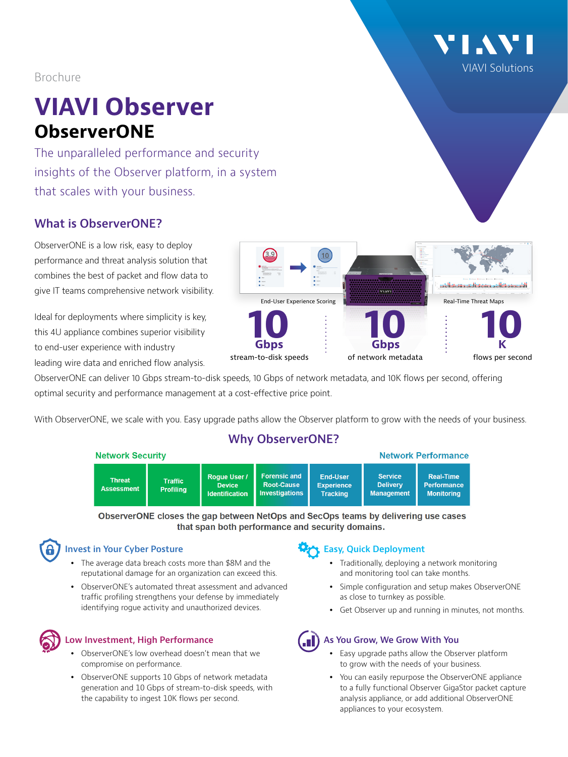Brochure

# VIAVI Observer

## ObserverONE

The unparalleled performance and security insights of the Observer platform, in a system that scales with your business.

### What is ObserverONE?

ObserverONE is a low risk, easy to deploy performance and threat analysis solution that combines the best of packet and flow data to give IT teams comprehensive network visibility.

Ideal for deployments where simplicity is key, this 4U appliance combines superior visibility to end-user experience with industry leading wire data and enriched flow analysis.

End-User Experience Scoring

Real-Time Threat Maps

**10 Gbps** stream-to-disk speeds

**10 Gbps** of network metadata

**10 K** flows per second

ObserverONE can deliver 10 Gbps stream-to-disk speeds, 10 Gbps of network metadata, and 10K flows per second, offering optimal security and performance management at a cost-effective price point.

With ObserverONE, we scale with you. Easy upgrade paths allow the Observer platform to grow with the needs of your business.

### Why ObserverONE?

**Network Security** | **Network Performance**

| Threat Assessment | Traffic Profiling | Rogue User / Device Identification | Forensic and Root-Cause Investigations | End-User Experience Tracking | Service Delivery Management | Real-Time Performance Monitoring |
|---|---|---|---|---|---|---|

**ObserverONE closes the gap between NetOps and SecOps teams by delivering use cases that span both performance and security domains.**

#### Invest in Your Cyber Posture

- The average data breach costs more than $8M and the reputational damage for an organization can exceed this.
- ObserverONE's automated threat assessment and advanced traffic profiling strengthens your defense by immediately identifying rogue activity and unauthorized devices.

#### Easy, Quick Deployment

- Traditionally, deploying a network monitoring and monitoring tool can take months.
- Simple configuration and setup makes ObserverONE as close to turnkey as possible.
- Get Observer up and running in minutes, not months.

#### Low Investment, High Performance

- ObserverONE's low overhead doesn't mean that we compromise on performance.
- ObserverONE supports 10 Gbps of network metadata generation and 10 Gbps of stream-to-disk speeds, with the capability to ingest 10K flows per second.

#### As You Grow, We Grow With You

- Easy upgrade paths allow the Observer platform to grow with the needs of your business.
- You can easily repurpose the ObserverONE appliance to a fully functional Observer GigaStor packet capture analysis appliance, or add additional ObserverONE appliances to your ecosystem.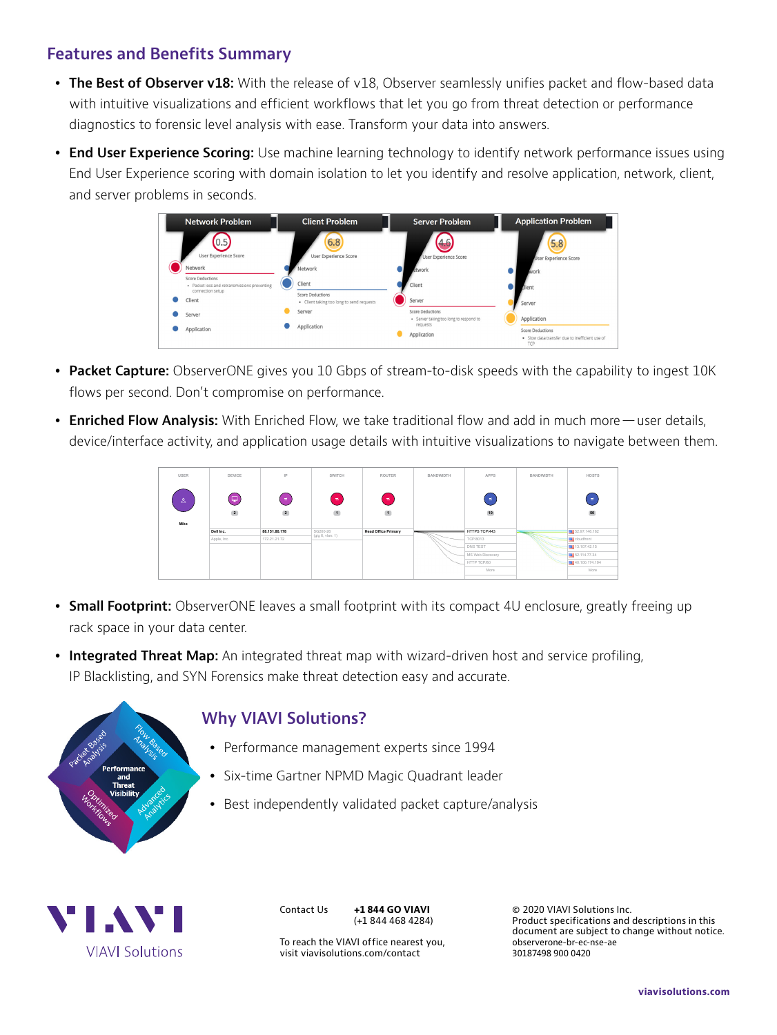## Features and Benefits Summary

- **The Best of Observer v18:** With the release of v18, Observer seamlessly unifies packet and flow-based data with intuitive visualizations and efficient workflows that let you go from threat detection or performance diagnostics to forensic level analysis with ease. Transform your data into answers.
- **End User Experience Scoring:** Use machine learning technology to identify network performance issues using End User Experience scoring with domain isolation to let you identify and resolve application, network, client, and server problems in seconds.

Network Problem
0.5
User Experience Score
Network
Score Deductions
- Packet loss and retransmissions preventing connection setup
Client
Server
Application

Client Problem
6.8
User Experience Score
Network
Client
Score Deductions
- Client taking too long to send requests
Server
Application

Server Problem
4.6
User Experience Score
Network
Client
Server
Score Deductions
- Server taking too long to respond to requests
Application

Application Problem
5.8
User Experience Score
Network
Client
Server
Application
Score Deductions
- Slow data transfer due to inefficient use of TCP

- **Packet Capture:** ObserverONE gives you 10 Gbps of stream-to-disk speeds with the capability to ingest 10K flows per second. Don't compromise on performance.
- **Enriched Flow Analysis:** With Enriched Flow, we take traditional flow and add in much more — user details, device/interface activity, and application usage details with intuitive visualizations to navigate between them.

USER DEVICE IP SWITCH ROUTER BANDWIDTH APPS BANDWIDTH HOSTS
Mike
2 2 1 1 10 50
Dell Inc. / Apple, Inc.
88.151.88.178 / 172.21.21.72
Head Office Primary
HTTPS TCP/443, TCP/8013, DNS TEST, MS Web Discovery, HTTP TCP/80, More

- **Small Footprint:** ObserverONE leaves a small footprint with its compact 4U enclosure, greatly freeing up rack space in your data center.
- **Integrated Threat Map:** An integrated threat map with wizard-driven host and service profiling, IP Blacklisting, and SYN Forensics make threat detection easy and accurate.

Packet Based Analysis
Flow Based Analysis
Performance and Threat Visibility
Optimized Workflows
Advanced Analytics

## Why VIAVI Solutions?

- Performance management experts since 1994
- Six-time Gartner NPMD Magic Quadrant leader
- Best independently validated packet capture/analysis

VIAVI Solutions

Contact Us **+1 844 GO VIAVI**
(+1 844 468 4284)

To reach the VIAVI office nearest you,
visit viavisolutions.com/contact

© 2020 VIAVI Solutions Inc.
Product specifications and descriptions in this document are subject to change without notice.
observerone-br-ec-nse-ae
30187498 900 0420

viavisolutions.com